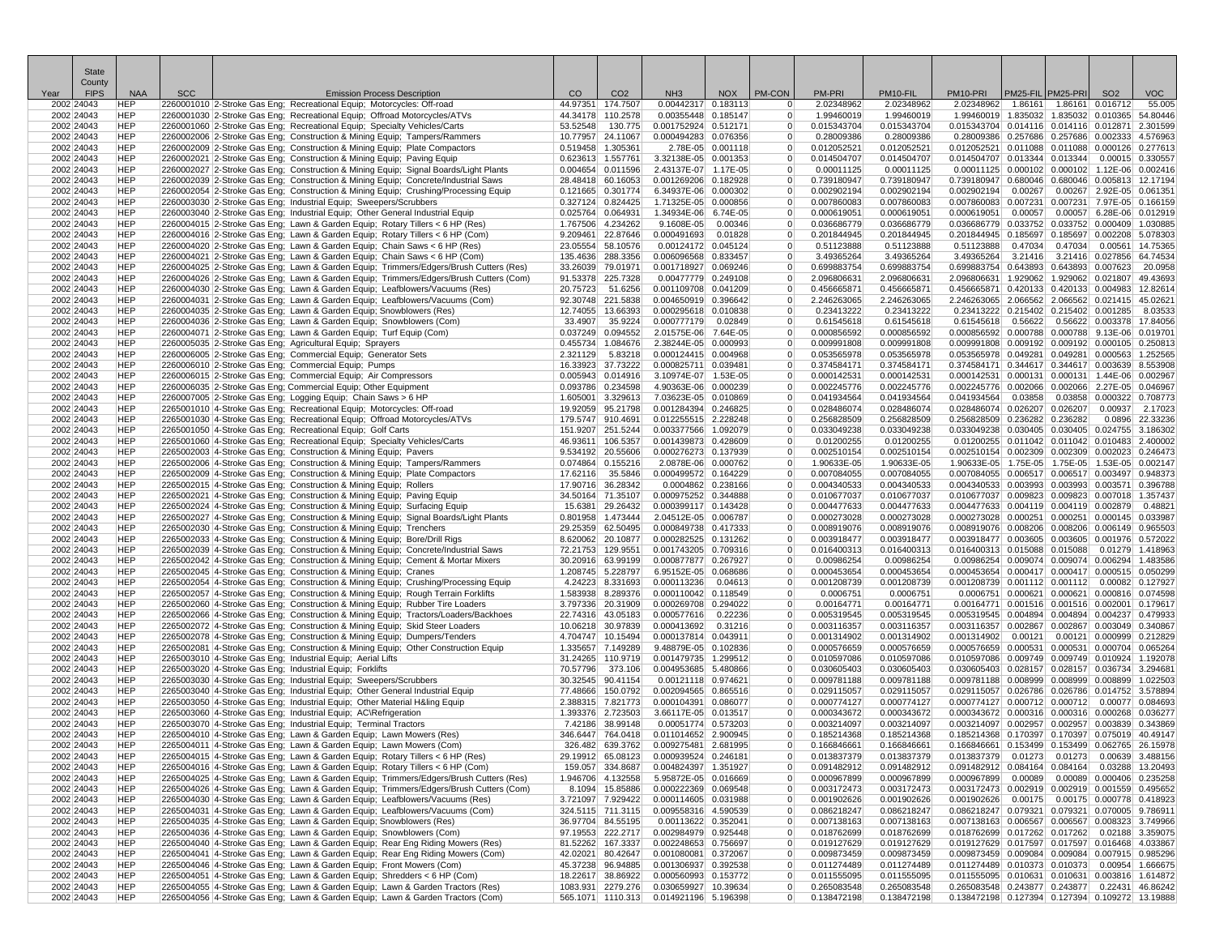| Year | State County FIPS | NAA | SCC | Emission Process Description | CO | CO2 | NH3 | NOX | PM-CON | PM-PRI | PM10-FIL | PM10-PRI | PM25-FIL | PM25-PRI | SO2 | VOC |
|---|---|---|---|---|---|---|---|---|---|---|---|---|---|---|---|---|
| 2002 | 24043 | HEP | 2260001010 | 2-Stroke Gas Eng; Recreational Equip; Motorcycles: Off-road | 44.97351 | 174.7507 | 0.00442317 | 0.183113 | 0 | 2.02348962 | 2.02348962 | 2.02348962 | 1.86161 | 1.86161 | 0.016712 | 55.005 |
| 2002 | 24043 | HEP | 2260001030 | 2-Stroke Gas Eng; Recreational Equip; Offroad Motorcycles/ATVs | 44.34178 | 110.2578 | 0.00355448 | 0.185147 | 0 | 1.99460019 | 1.99460019 | 1.99460019 | 1.835032 | 1.835032 | 0.010365 | 54.80446 |
| 2002 | 24043 | HEP | 2260001060 | 2-Stroke Gas Eng; Recreational Equip; Specialty Vehicles/Carts | 53.52548 | 130.775 | 0.001752924 | 0.512171 | 0 | 0.015343704 | 0.015343704 | 0.015343704 | 0.014116 | 0.014116 | 0.012871 | 2.301599 |
| 2002 | 24043 | HEP | 2260002006 | 2-Stroke Gas Eng; Construction & Mining Equip; Tampers/Rammers | 10.77957 | 24.11067 | 0.000494283 | 0.076356 | 0 | 0.28009386 | 0.28009386 | 0.28009386 | 0.257686 | 0.257686 | 0.002333 | 4.576963 |
| 2002 | 24043 | HEP | 2260002009 | 2-Stroke Gas Eng; Construction & Mining Equip; Plate Compactors | 0.519458 | 1.305361 | 2.78E-05 | 0.001118 | 0 | 0.012052521 | 0.012052521 | 0.012052521 | 0.011088 | 0.011088 | 0.000126 | 0.277613 |
| 2002 | 24043 | HEP | 2260002021 | 2-Stroke Gas Eng; Construction & Mining Equip; Paving Equip | 0.623613 | 1.557761 | 3.32138E-05 | 0.001353 | 0 | 0.014504707 | 0.014504707 | 0.014504707 | 0.013344 | 0.013344 | 0.00015 | 0.330557 |
| 2002 | 24043 | HEP | 2260002027 | 2-Stroke Gas Eng; Construction & Mining Equip; Signal Boards/Light Plants | 0.004654 | 0.011596 | 2.43137E-07 | 1.17E-05 | 0 | 0.00011125 | 0.00011125 | 0.00011125 | 0.000102 | 0.000102 | 1.12E-06 | 0.002416 |
| 2002 | 24043 | HEP | 2260002039 | 2-Stroke Gas Eng; Construction & Mining Equip; Concrete/Industrial Saws | 28.48418 | 60.16053 | 0.001269206 | 0.182928 | 0 | 0.739180947 | 0.739180947 | 0.739180947 | 0.680046 | 0.680046 | 0.005813 | 12.17194 |
| 2002 | 24043 | HEP | 2260002054 | 2-Stroke Gas Eng; Construction & Mining Equip; Crushing/Processing Equip | 0.121665 | 0.301774 | 6.34937E-06 | 0.000302 | 0 | 0.002902194 | 0.002902194 | 0.002902194 | 0.00267 | 0.00267 | 2.92E-05 | 0.061351 |
| 2002 | 24043 | HEP | 2260003030 | 2-Stroke Gas Eng; Industrial Equip; Sweepers/Scrubbers | 0.327124 | 0.824425 | 1.71325E-05 | 0.000856 | 0 | 0.007860083 | 0.007860083 | 0.007860083 | 0.007231 | 0.007231 | 7.97E-05 | 0.166159 |
| 2002 | 24043 | HEP | 2260003040 | 2-Stroke Gas Eng; Industrial Equip; Other General Industrial Equip | 0.025764 | 0.064931 | 1.34934E-06 | 6.74E-05 | 0 | 0.000619051 | 0.000619051 | 0.000619051 | 0.00057 | 0.00057 | 6.28E-06 | 0.012919 |
| 2002 | 24043 | HEP | 2260004015 | 2-Stroke Gas Eng; Lawn & Garden Equip; Rotary Tillers < 6 HP (Res) | 1.767506 | 4.234262 | 9.1608E-05 | 0.00346 | 0 | 0.036686779 | 0.036686779 | 0.036686779 | 0.033752 | 0.033752 | 0.000409 | 1.030885 |
| 2002 | 24043 | HEP | 2260004016 | 2-Stroke Gas Eng; Lawn & Garden Equip; Rotary Tillers < 6 HP (Com) | 9.209461 | 22.87646 | 0.000491693 | 0.01828 | 0 | 0.201844945 | 0.201844945 | 0.201844945 | 0.185697 | 0.185697 | 0.002208 | 5.078303 |
| 2002 | 24043 | HEP | 2260004020 | 2-Stroke Gas Eng; Lawn & Garden Equip; Chain Saws < 6 HP (Res) | 23.05554 | 58.10576 | 0.00124172 | 0.045124 | 0 | 0.51123888 | 0.51123888 | 0.51123888 | 0.47034 | 0.47034 | 0.00561 | 14.75365 |
| 2002 | 24043 | HEP | 2260004021 | 2-Stroke Gas Eng; Lawn & Garden Equip; Chain Saws < 6 HP (Com) | 135.4636 | 288.3356 | 0.006096568 | 0.833457 | 0 | 3.49365264 | 3.49365264 | 3.49365264 | 3.21416 | 3.21416 | 0.027856 | 64.74534 |
| 2002 | 24043 | HEP | 2260004025 | 2-Stroke Gas Eng; Lawn & Garden Equip; Trimmers/Edgers/Brush Cutters (Res) | 33.26039 | 79.01971 | 0.001718927 | 0.069246 | 0 | 0.699883754 | 0.699883754 | 0.699883754 | 0.643893 | 0.643893 | 0.007623 | 20.0958 |
| 2002 | 24043 | HEP | 2260004026 | 2-Stroke Gas Eng; Lawn & Garden Equip; Trimmers/Edgers/Brush Cutters (Com) | 91.53378 | 225.7328 | 0.00477779 | 0.249108 | 0 | 2.096806631 | 2.096806631 | 2.096806631 | 1.929062 | 1.929062 | 0.021807 | 49.43693 |
| 2002 | 24043 | HEP | 2260004030 | 2-Stroke Gas Eng; Lawn & Garden Equip; Leafblowers/Vacuums (Res) | 20.75723 | 51.6256 | 0.001109708 | 0.041209 | 0 | 0.456665871 | 0.456665871 | 0.456665871 | 0.420133 | 0.420133 | 0.004983 | 12.82614 |
| 2002 | 24043 | HEP | 2260004031 | 2-Stroke Gas Eng; Lawn & Garden Equip; Leafblowers/Vacuums (Com) | 92.30748 | 221.5838 | 0.004650919 | 0.396642 | 0 | 2.246263065 | 2.246263065 | 2.246263065 | 2.066562 | 2.066562 | 0.021415 | 45.02621 |
| 2002 | 24043 | HEP | 2260004035 | 2-Stroke Gas Eng; Lawn & Garden Equip; Snowblowers (Res) | 12.74055 | 13.66393 | 0.000295618 | 0.010838 | 0 | 0.23413222 | 0.23413222 | 0.23413222 | 0.215402 | 0.215402 | 0.001285 | 8.03533 |
| 2002 | 24043 | HEP | 2260004036 | 2-Stroke Gas Eng; Lawn & Garden Equip; Snowblowers (Com) | 33.4907 | 35.9224 | 0.000777179 | 0.02849 | 0 | 0.61545618 | 0.61545618 | 0.61545618 | 0.56622 | 0.56622 | 0.003378 | 17.84056 |
| 2002 | 24043 | HEP | 2260004071 | 2-Stroke Gas Eng; Lawn & Garden Equip; Turf Equip (Com) | 0.037249 | 0.094552 | 2.01575E-06 | 7.64E-05 | 0 | 0.000856592 | 0.000856592 | 0.000856592 | 0.000788 | 0.000788 | 9.13E-06 | 0.019701 |
| 2002 | 24043 | HEP | 2260005035 | 2-Stroke Gas Eng; Agricultural Equip; Sprayers | 0.455734 | 1.084676 | 2.38244E-05 | 0.000993 | 0 | 0.009991808 | 0.009991808 | 0.009991808 | 0.009192 | 0.009192 | 0.000105 | 0.250813 |
| 2002 | 24043 | HEP | 2260006005 | 2-Stroke Gas Eng; Commercial Equip; Generator Sets | 2.321129 | 5.83218 | 0.000124415 | 0.004968 | 0 | 0.053565978 | 0.053565978 | 0.053565978 | 0.049281 | 0.049281 | 0.000563 | 1.252565 |
| 2002 | 24043 | HEP | 2260006010 | 2-Stroke Gas Eng; Commercial Equip; Pumps | 16.33923 | 37.73222 | 0.000825711 | 0.039481 | 0 | 0.374584171 | 0.374584171 | 0.374584171 | 0.344617 | 0.344617 | 0.003639 | 8.553908 |
| 2002 | 24043 | HEP | 2260006015 | 2-Stroke Gas Eng; Commercial Equip; Air Compressors | 0.005943 | 0.014916 | 3.10974E-07 | 1.53E-05 | 0 | 0.000142531 | 0.000142531 | 0.000142531 | 0.000131 | 0.000131 | 1.44E-06 | 0.002967 |
| 2002 | 24043 | HEP | 2260006035 | 2-Stroke Gas Eng; Commercial Equip; Other Equipment | 0.093786 | 0.234598 | 4.90363E-06 | 0.000239 | 0 | 0.002245776 | 0.002245776 | 0.002245776 | 0.002066 | 0.002066 | 2.27E-05 | 0.046967 |
| 2002 | 24043 | HEP | 2260007005 | 2-Stroke Gas Eng; Logging Equip; Chain Saws > 6 HP | 1.605001 | 3.329613 | 7.03623E-05 | 0.010869 | 0 | 0.041934564 | 0.041934564 | 0.041934564 | 0.03858 | 0.03858 | 0.000322 | 0.708773 |
| 2002 | 24043 | HEP | 2265001010 | 4-Stroke Gas Eng; Recreational Equip; Motorcycles: Off-road | 19.92059 | 95.21798 | 0.001284394 | 0.246825 | 0 | 0.028486074 | 0.028486074 | 0.028486074 | 0.026207 | 0.026207 | 0.00937 | 2.17023 |
| 2002 | 24043 | HEP | 2265001030 | 4-Stroke Gas Eng; Recreational Equip; Offroad Motorcycles/ATVs | 179.5747 | 910.4691 | 0.012255515 | 2.228248 | 0 | 0.256828509 | 0.256828509 | 0.256828509 | 0.236282 | 0.236282 | 0.0896 | 22.33236 |
| 2002 | 24043 | HEP | 2265001050 | 4-Stroke Gas Eng; Recreational Equip; Golf Carts | 151.9207 | 251.5244 | 0.003377566 | 1.092079 | 0 | 0.033049238 | 0.033049238 | 0.033049238 | 0.030405 | 0.030405 | 0.024755 | 3.186302 |
| 2002 | 24043 | HEP | 2265001060 | 4-Stroke Gas Eng; Recreational Equip; Specialty Vehicles/Carts | 46.93611 | 106.5357 | 0.001439873 | 0.428609 | 0 | 0.01200255 | 0.01200255 | 0.01200255 | 0.011042 | 0.011042 | 0.010483 | 2.400002 |
| 2002 | 24043 | HEP | 2265002003 | 4-Stroke Gas Eng; Construction & Mining Equip; Pavers | 9.534192 | 20.55606 | 0.000276273 | 0.137939 | 0 | 0.002510154 | 0.002510154 | 0.002510154 | 0.002309 | 0.002309 | 0.002023 | 0.246473 |
| 2002 | 24043 | HEP | 2265002006 | 4-Stroke Gas Eng; Construction & Mining Equip; Tampers/Rammers | 0.074864 | 0.155216 | 2.0878E-06 | 0.000762 | 0 | 1.90633E-05 | 1.90633E-05 | 1.90633E-05 | 1.75E-05 | 1.75E-05 | 1.53E-05 | 0.002147 |
| 2002 | 24043 | HEP | 2265002009 | 4-Stroke Gas Eng; Construction & Mining Equip; Plate Compactors | 17.62116 | 35.5846 | 0.000499572 | 0.164229 | 0 | 0.007084055 | 0.007084055 | 0.007084055 | 0.006517 | 0.006517 | 0.003497 | 0.948373 |
| 2002 | 24043 | HEP | 2265002015 | 4-Stroke Gas Eng; Construction & Mining Equip; Rollers | 17.90716 | 36.28342 | 0.0004862 | 0.238166 | 0 | 0.004340533 | 0.004340533 | 0.004340533 | 0.003993 | 0.003993 | 0.003571 | 0.396788 |
| 2002 | 24043 | HEP | 2265002021 | 4-Stroke Gas Eng; Construction & Mining Equip; Paving Equip | 34.50164 | 71.35107 | 0.000975252 | 0.344888 | 0 | 0.010677037 | 0.010677037 | 0.010677037 | 0.009823 | 0.009823 | 0.007018 | 1.357437 |
| 2002 | 24043 | HEP | 2265002024 | 4-Stroke Gas Eng; Construction & Mining Equip; Surfacing Equip | 15.6381 | 29.26432 | 0.000399117 | 0.143428 | 0 | 0.004477633 | 0.004477633 | 0.004477633 | 0.004119 | 0.004119 | 0.002879 | 0.48821 |
| 2002 | 24043 | HEP | 2265002027 | 4-Stroke Gas Eng; Construction & Mining Equip; Signal Boards/Light Plants | 0.801958 | 1.473444 | 2.04512E-05 | 0.006787 | 0 | 0.000273028 | 0.000273028 | 0.000273028 | 0.000251 | 0.000251 | 0.000145 | 0.033987 |
| 2002 | 24043 | HEP | 2265002030 | 4-Stroke Gas Eng; Construction & Mining Equip; Trenchers | 29.25359 | 62.50495 | 0.000849738 | 0.417333 | 0 | 0.008919076 | 0.008919076 | 0.008919076 | 0.008206 | 0.008206 | 0.006149 | 0.965503 |
| 2002 | 24043 | HEP | 2265002033 | 4-Stroke Gas Eng; Construction & Mining Equip; Bore/Drill Rigs | 8.620062 | 20.10877 | 0.000282525 | 0.131262 | 0 | 0.003918477 | 0.003918477 | 0.003918477 | 0.003605 | 0.003605 | 0.001976 | 0.572022 |
| 2002 | 24043 | HEP | 2265002039 | 4-Stroke Gas Eng; Construction & Mining Equip; Concrete/Industrial Saws | 72.21753 | 129.9551 | 0.001743205 | 0.709316 | 0 | 0.016400313 | 0.016400313 | 0.016400313 | 0.015088 | 0.015088 | 0.01279 | 1.418963 |
| 2002 | 24043 | HEP | 2265002042 | 4-Stroke Gas Eng; Construction & Mining Equip; Cement & Mortar Mixers | 30.20916 | 63.99199 | 0.000877877 | 0.267927 | 0 | 0.00986254 | 0.00986254 | 0.00986254 | 0.009074 | 0.009074 | 0.006294 | 1.483586 |
| 2002 | 24043 | HEP | 2265002045 | 4-Stroke Gas Eng; Construction & Mining Equip; Cranes | 1.208745 | 5.228797 | 6.95152E-05 | 0.068686 | 0 | 0.000453654 | 0.000453654 | 0.000453654 | 0.000417 | 0.000417 | 0.000515 | 0.050299 |
| 2002 | 24043 | HEP | 2265002054 | 4-Stroke Gas Eng; Construction & Mining Equip; Crushing/Processing Equip | 4.24223 | 8.331693 | 0.000113236 | 0.04613 | 0 | 0.001208739 | 0.001208739 | 0.001208739 | 0.001112 | 0.001112 | 0.00082 | 0.127927 |
| 2002 | 24043 | HEP | 2265002057 | 4-Stroke Gas Eng; Construction & Mining Equip; Rough Terrain Forklifts | 1.583938 | 8.289376 | 0.000110042 | 0.118549 | 0 | 0.0006751 | 0.0006751 | 0.0006751 | 0.000621 | 0.000621 | 0.000816 | 0.074598 |
| 2002 | 24043 | HEP | 2265002060 | 4-Stroke Gas Eng; Construction & Mining Equip; Rubber Tire Loaders | 3.797336 | 20.31909 | 0.000269708 | 0.294022 | 0 | 0.00164771 | 0.00164771 | 0.00164771 | 0.001516 | 0.001516 | 0.002001 | 0.179617 |
| 2002 | 24043 | HEP | 2265002066 | 4-Stroke Gas Eng; Construction & Mining Equip; Tractors/Loaders/Backhoes | 22.74316 | 43.05183 | 0.000577616 | 0.22236 | 0 | 0.005319545 | 0.005319545 | 0.005319545 | 0.004894 | 0.004894 | 0.004237 | 0.479933 |
| 2002 | 24043 | HEP | 2265002072 | 4-Stroke Gas Eng; Construction & Mining Equip; Skid Steer Loaders | 10.06218 | 30.97839 | 0.000413692 | 0.31216 | 0 | 0.003116357 | 0.003116357 | 0.003116357 | 0.002867 | 0.002867 | 0.003049 | 0.340867 |
| 2002 | 24043 | HEP | 2265002078 | 4-Stroke Gas Eng; Construction & Mining Equip; Dumpers/Tenders | 4.704747 | 10.15494 | 0.000137814 | 0.043911 | 0 | 0.001314902 | 0.001314902 | 0.001314902 | 0.00121 | 0.00121 | 0.000999 | 0.212829 |
| 2002 | 24043 | HEP | 2265002081 | 4-Stroke Gas Eng; Construction & Mining Equip; Other Construction Equip | 1.335657 | 7.149289 | 9.48879E-05 | 0.102836 | 0 | 0.000576659 | 0.000576659 | 0.000576659 | 0.000531 | 0.000531 | 0.000704 | 0.065264 |
| 2002 | 24043 | HEP | 2265003010 | 4-Stroke Gas Eng; Industrial Equip; Aerial Lifts | 31.24265 | 110.9719 | 0.001479735 | 1.299512 | 0 | 0.010597086 | 0.010597086 | 0.010597086 | 0.009749 | 0.009749 | 0.010924 | 1.192078 |
| 2002 | 24043 | HEP | 2265003020 | 4-Stroke Gas Eng; Industrial Equip; Forklifts | 70.57796 | 373.106 | 0.004953685 | 5.480866 | 0 | 0.030605403 | 0.030605403 | 0.030605403 | 0.028157 | 0.028157 | 0.036734 | 3.294681 |
| 2002 | 24043 | HEP | 2265003030 | 4-Stroke Gas Eng; Industrial Equip; Sweepers/Scrubbers | 30.32545 | 90.41154 | 0.00121118 | 0.974621 | 0 | 0.009781188 | 0.009781188 | 0.009781188 | 0.008999 | 0.008999 | 0.008899 | 1.022503 |
| 2002 | 24043 | HEP | 2265003040 | 4-Stroke Gas Eng; Industrial Equip; Other General Industrial Equip | 77.48666 | 150.0792 | 0.002094565 | 0.865516 | 0 | 0.029115057 | 0.029115057 | 0.029115057 | 0.026786 | 0.026786 | 0.014752 | 3.578894 |
| 2002 | 24043 | HEP | 2265003050 | 4-Stroke Gas Eng; Industrial Equip; Other Material H&ling Equip | 2.388315 | 7.821773 | 0.000104391 | 0.086077 | 0 | 0.000774127 | 0.000774127 | 0.000774127 | 0.000712 | 0.000712 | 0.00077 | 0.084693 |
| 2002 | 24043 | HEP | 2265003060 | 4-Stroke Gas Eng; Industrial Equip; AC\Refrigeration | 1.393376 | 2.723503 | 3.66117E-05 | 0.013517 | 0 | 0.000343672 | 0.000343672 | 0.000343672 | 0.000316 | 0.000316 | 0.000268 | 0.036277 |
| 2002 | 24043 | HEP | 2265003070 | 4-Stroke Gas Eng; Industrial Equip; Terminal Tractors | 7.42186 | 38.99148 | 0.00051774 | 0.573203 | 0 | 0.003214097 | 0.003214097 | 0.003214097 | 0.002957 | 0.002957 | 0.003839 | 0.343869 |
| 2002 | 24043 | HEP | 2265004010 | 4-Stroke Gas Eng; Lawn & Garden Equip; Lawn Mowers (Res) | 346.6447 | 764.0418 | 0.011014652 | 2.900945 | 0 | 0.185214368 | 0.185214368 | 0.185214368 | 0.170397 | 0.170397 | 0.075019 | 40.49147 |
| 2002 | 24043 | HEP | 2265004011 | 4-Stroke Gas Eng; Lawn & Garden Equip; Lawn Mowers (Com) | 326.482 | 639.3762 | 0.009275481 | 2.681995 | 0 | 0.166846661 | 0.166846661 | 0.166846661 | 0.153499 | 0.153499 | 0.062765 | 26.15978 |
| 2002 | 24043 | HEP | 2265004015 | 4-Stroke Gas Eng; Lawn & Garden Equip; Rotary Tillers < 6 HP (Res) | 29.19912 | 65.08123 | 0.000939524 | 0.246181 | 0 | 0.013837379 | 0.013837379 | 0.013837379 | 0.01273 | 0.01273 | 0.00639 | 3.488156 |
| 2002 | 24043 | HEP | 2265004016 | 4-Stroke Gas Eng; Lawn & Garden Equip; Rotary Tillers < 6 HP (Com) | 159.057 | 334.8687 | 0.004824397 | 1.351927 | 0 | 0.091482912 | 0.091482912 | 0.091482912 | 0.084164 | 0.084164 | 0.03288 | 13.20493 |
| 2002 | 24043 | HEP | 2265004025 | 4-Stroke Gas Eng; Lawn & Garden Equip; Trimmers/Edgers/Brush Cutters (Res) | 1.946706 | 4.132558 | 5.95872E-05 | 0.016669 | 0 | 0.000967899 | 0.000967899 | 0.000967899 | 0.00089 | 0.00089 | 0.000406 | 0.235258 |
| 2002 | 24043 | HEP | 2265004026 | 4-Stroke Gas Eng; Lawn & Garden Equip; Trimmers/Edgers/Brush Cutters (Com) | 8.1094 | 15.85886 | 0.000222369 | 0.069548 | 0 | 0.003172473 | 0.003172473 | 0.003172473 | 0.002919 | 0.002919 | 0.001559 | 0.495652 |
| 2002 | 24043 | HEP | 2265004030 | 4-Stroke Gas Eng; Lawn & Garden Equip; Leafblowers/Vacuums (Res) | 3.721097 | 7.929422 | 0.000114605 | 0.031988 | 0 | 0.001902626 | 0.001902626 | 0.001902626 | 0.00175 | 0.00175 | 0.000778 | 0.418923 |
| 2002 | 24043 | HEP | 2265004031 | 4-Stroke Gas Eng; Lawn & Garden Equip; Leafblowers/Vacuums (Com) | 324.5115 | 711.3115 | 0.009558316 | 4.590539 | 0 | 0.086218247 | 0.086218247 | 0.086218247 | 0.079321 | 0.079321 | 0.070005 | 9.786911 |
| 2002 | 24043 | HEP | 2265004035 | 4-Stroke Gas Eng; Lawn & Garden Equip; Snowblowers (Res) | 36.97704 | 84.55195 | 0.00113622 | 0.352041 | 0 | 0.007138163 | 0.007138163 | 0.007138163 | 0.006567 | 0.006567 | 0.008323 | 3.749966 |
| 2002 | 24043 | HEP | 2265004036 | 4-Stroke Gas Eng; Lawn & Garden Equip; Snowblowers (Com) | 97.19553 | 222.2717 | 0.002984979 | 0.925448 | 0 | 0.018762699 | 0.018762699 | 0.018762699 | 0.017262 | 0.017262 | 0.02188 | 3.359075 |
| 2002 | 24043 | HEP | 2265004040 | 4-Stroke Gas Eng; Lawn & Garden Equip; Rear Eng Riding Mowers (Res) | 81.52262 | 167.3337 | 0.002248653 | 0.756697 | 0 | 0.019127629 | 0.019127629 | 0.019127629 | 0.017597 | 0.017597 | 0.016468 | 4.033867 |
| 2002 | 24043 | HEP | 2265004041 | 4-Stroke Gas Eng; Lawn & Garden Equip; Rear Eng Riding Mowers (Com) | 42.02021 | 80.42647 | 0.001080081 | 0.372067 | 0 | 0.009873459 | 0.009873459 | 0.009873459 | 0.009084 | 0.009084 | 0.007915 | 0.985296 |
| 2002 | 24043 | HEP | 2265004046 | 4-Stroke Gas Eng; Lawn & Garden Equip; Front Mowers (Com) | 45.37238 | 96.94885 | 0.001306937 | 0.392538 | 0 | 0.011274489 | 0.011274489 | 0.011274489 | 0.010373 | 0.010373 | 0.00954 | 1.666675 |
| 2002 | 24043 | HEP | 2265004051 | 4-Stroke Gas Eng; Lawn & Garden Equip; Shredders < 6 HP (Com) | 18.22617 | 38.86922 | 0.000560993 | 0.153772 | 0 | 0.011555095 | 0.011555095 | 0.011555095 | 0.010631 | 0.010631 | 0.003816 | 1.614872 |
| 2002 | 24043 | HEP | 2265004055 | 4-Stroke Gas Eng; Lawn & Garden Equip; Lawn & Garden Tractors (Res) | 1083.931 | 2279.276 | 0.030659927 | 10.39634 | 0 | 0.265083548 | 0.265083548 | 0.265083548 | 0.243877 | 0.243877 | 0.22431 | 46.86242 |
| 2002 | 24043 | HEP | 2265004056 | 4-Stroke Gas Eng; Lawn & Garden Equip; Lawn & Garden Tractors (Com) | 565.1071 | 1110.313 | 0.014921196 | 5.196398 | 0 | 0.138472198 | 0.138472198 | 0.138472198 | 0.127394 | 0.127394 | 0.109272 | 13.19888 |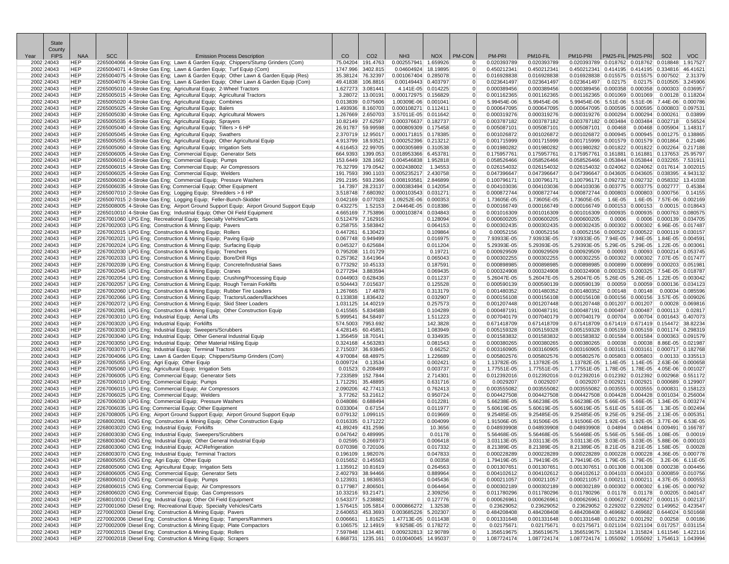| Year | State County FIPS | NAA | SCC | Emission Process Description | CO | CO2 | NH3 | NOX | PM-CON | PM-PRI | PM10-FIL | PM10-PRI | PM25-FIL | PM25-PRI | SO2 | VOC |
|---|---|---|---|---|---|---|---|---|---|---|---|---|---|---|---|---|
| 2002 | 24043 | HEP | 2265004066 | 4-Stroke Gas Eng; Lawn & Garden Equip; Chippers/Stump Grinders (Com) | 75.04204 | 191.4763 | 0.002557941 | 1.659926 | 0 | 0.020393789 | 0.020393789 | 0.020393789 | 0.018762 | 0.018762 | 0.018848 | 1.917527 |
| 2002 | 24043 | HEP | 2265004071 | 4-Stroke Gas Eng; Lawn & Garden Equip; Turf Equip (Com) | 1747.996 | 3402.815 | 0.04604924 | 18.19895 | 0 | 0.450212341 | 0.450212341 | 0.450212341 | 0.414195 | 0.414195 | 0.334816 | 46.41621 |
| 2002 | 24043 | HEP | 2265004075 | 4-Stroke Gas Eng; Lawn & Garden Equip; Other Lawn & Garden Equip (Res) | 35.38124 | 76.32397 | 0.001067404 | 0.285078 | 0 | 0.016928838 | 0.016928838 | 0.016928838 | 0.015575 | 0.015575 | 0.007502 | 2.31379 |
| 2002 | 24043 | HEP | 2265004076 | 4-Stroke Gas Eng; Lawn & Garden Equip; Other Lawn & Garden Equip (Com) | 49.41838 | 106.8816 | 0.00149443 | 0.403797 | 0 | 0.023641497 | 0.023641497 | 0.023641497 | 0.02175 | 0.02175 | 0.010505 | 3.245906 |
| 2002 | 24043 | HEP | 2265005010 | 4-Stroke Gas Eng; Agricultural Equip; 2-Wheel Tractors | 1.627273 | 3.081441 | 4.141E-05 | 0.014225 | 0 | 0.000389456 | 0.000389456 | 0.000389456 | 0.000358 | 0.000358 | 0.000303 | 0.036957 |
| 2002 | 24043 | HEP | 2265005015 | 4-Stroke Gas Eng; Agricultural Equip; Agricultural Tractors | 3.28072 | 13.00191 | 0.000172975 | 0.156829 | 0 | 0.001162365 | 0.001162365 | 0.001162365 | 0.001069 | 0.001069 | 0.00128 | 0.118204 |
| 2002 | 24043 | HEP | 2265005020 | 4-Stroke Gas Eng; Agricultural Equip; Combines | 0.013839 | 0.075606 | 1.00309E-06 | 0.001041 | 0 | 5.99454E-06 | 5.99454E-06 | 5.99454E-06 | 5.51E-06 | 5.51E-06 | 7.44E-06 | 0.000786 |
| 2002 | 24043 | HEP | 2265005025 | 4-Stroke Gas Eng; Agricultural Equip; Balers | 1.493936 | 8.160703 | 0.000108271 | 0.112411 | 0 | 0.000647095 | 0.000647095 | 0.000647095 | 0.000595 | 0.000595 | 0.000803 | 0.097531 |
| 2002 | 24043 | HEP | 2265005030 | 4-Stroke Gas Eng; Agricultural Equip; Agricultural Mowers | 1.267669 | 2.650703 | 3.57011E-05 | 0.011642 | 0 | 0.000319276 | 0.000319276 | 0.000319276 | 0.000294 | 0.000294 | 0.000261 | 0.03899 |
| 2002 | 24043 | HEP | 2265005035 | 4-Stroke Gas Eng; Agricultural Equip; Sprayers | 10.82149 | 27.62597 | 0.000376637 | 0.182737 | 0 | 0.003787182 | 0.003787182 | 0.003787182 | 0.003484 | 0.003484 | 0.002718 | 0.56524 |
| 2002 | 24043 | HEP | 2265005040 | 4-Stroke Gas Eng; Agricultural Equip; Tillers > 6 HP | 26.91787 | 59.99598 | 0.000809309 | 0.175458 | 0 | 0.005087101 | 0.005087101 | 0.005087101 | 0.00468 | 0.00468 | 0.005904 | 1.148317 |
| 2002 | 24043 | HEP | 2265005045 | 4-Stroke Gas Eng; Agricultural Equip; Swathers | 2.370719 | 12.95017 | 0.000171815 | 0.178385 | 0 | 0.001026872 | 0.001026872 | 0.001026872 | 0.000945 | 0.000945 | 0.001275 | 0.138865 |
| 2002 | 24043 | HEP | 2265005055 | 4-Stroke Gas Eng; Agricultural Equip; Other Agricultural Equip | 4.913799 | 18.93521 | 0.000252396 | 0.213212 | 0 | 0.001715999 | 0.001715999 | 0.001715999 | 0.001579 | 0.001579 | 0.001864 | 0.21486 |
| 2002 | 24043 | HEP | 2265005060 | 4-Stroke Gas Eng; Agricultural Equip; Irrigation Sets | 4.616453 | 22.99705 | 0.000305989 | 0.310538 | 0 | 0.001980282 | 0.001980282 | 0.001980282 | 0.001822 | 0.001822 | 0.002264 | 0.217188 |
| 2002 | 24043 | HEP | 2265006005 | 4-Stroke Gas Eng; Commercial Equip; Generator Sets | 664.9393 | 1399.053 | 0.018953366 | 6.453781 | 0 | 0.175957761 | 0.175957761 | 0.175957761 | 0.161881 | 0.161881 | 0.137653 | 25.95797 |
| 2002 | 24043 | HEP | 2265006010 | 4-Stroke Gas Eng; Commercial Equip; Pumps | 153.6449 | 328.1662 | 0.004546838 | 1.952818 | 0 | 0.058526466 | 0.058526466 | 0.058526466 | 0.053844 | 0.053844 | 0.032265 | 7.531911 |
| 2002 | 24043 | HEP | 2265006015 | 4-Stroke Gas Eng; Commercial Equip; Air Compressors | 76.32797 | 179.0452 | 0.002438002 | 1.34553 | 0 | 0.026154032 | 0.026154032 | 0.026154032 | 0.024062 | 0.024062 | 0.017614 | 3.002015 |
| 2002 | 24043 | HEP | 2265006025 | 4-Stroke Gas Eng; Commercial Equip; Welders | 191.7593 | 390.1103 | 0.005235217 | 2.430758 | 0 | 0.047396647 | 0.047396647 | 0.047396647 | 0.043605 | 0.043605 | 0.038395 | 4.943132 |
| 2002 | 24043 | HEP | 2265006030 | 4-Stroke Gas Eng; Commercial Equip; Pressure Washers | 291.2195 | 593.2366 | 0.008193581 | 2.846899 | 0 | 0.100796171 | 0.100796171 | 0.100796171 | 0.092732 | 0.092732 | 0.058332 | 13.41038 |
| 2002 | 24043 | HEP | 2265006035 | 4-Stroke Gas Eng; Commercial Equip; Other Equipment | 14.7397 | 28.23137 | 0.000383494 | 0.142054 | 0 | 0.004103036 | 0.004103036 | 0.004103036 | 0.003775 | 0.003775 | 0.002777 | 0.45384 |
| 2002 | 24043 | HEP | 2265007010 | 2-Stroke Gas Eng; Logging Equip; Shredders > 6 HP | 3.518748 | 7.680392 | 0.000103543 | 0.031271 | 0 | 0.000872744 | 0.000872744 | 0.000872744 | 0.000803 | 0.000803 | 0.000756 | 0.14155 |
| 2002 | 24043 | HEP | 2265007015 | 2-Stroke Gas Eng; Logging Equip; Feller-Bunch-Skidder | 0.042169 | 0.077028 | 1.09252E-06 | 0.000353 | 0 | 1.73605E-05 | 1.73605E-05 | 1.73605E-05 | 1.6E-05 | 1.6E-05 | 7.57E-06 | 0.002169 |
| 2002 | 24043 | HEP | 2265008005 | 4-Stroke Gas Eng; Airport Ground Support Equip; Airport Ground Support Equip | 0.432275 | 1.52153 | 2.04464E-05 | 0.018386 | 0 | 0.000166749 | 0.000166749 | 0.000166749 | 0.000153 | 0.000153 | 0.00015 | 0.018643 |
| 2002 | 24043 | HEP | 2265010010 | 4-Stroke Gas Eng; Industrial Equip; Other Oil Field Equipment | 4.665169 | 7.753896 | 0.000103874 | 0.034843 | 0 | 0.001016309 | 0.001016309 | 0.001016309 | 0.000935 | 0.000935 | 0.000763 | 0.080575 |
| 2002 | 24043 | HEP | 2267001060 | LPG Eng; Recreational Equip; Specialty Vehicles/Carts | 0.512479 | 7.162916 | | 0.128094 | 0 | 0.000600205 | 0.000600205 | 0.000600205 | 0.0006 | 0.0006 | 0.000139 | 0.034705 |
| 2002 | 24043 | HEP | 2267002003 | LPG Eng; Construction & Mining Equip; Pavers | 0.258755 | 3.583842 | | 0.064153 | 0 | 0.000302435 | 0.000302435 | 0.000302435 | 0.000302 | 0.000302 | 6.96E-05 | 0.017487 |
| 2002 | 24043 | HEP | 2267002015 | LPG Eng; Construction & Mining Equip; Rollers | 0.447261 | 6.130423 | | 0.109864 | 0 | 0.00052156 | 0.00052156 | 0.00052156 | 0.000522 | 0.000522 | 0.000119 | 0.030157 |
| 2002 | 24043 | HEP | 2267002021 | LPG Eng; Construction & Mining Equip; Paving Equip | 0.067748 | 0.949499 | | 0.016975 | 0 | 7.93933E-05 | 7.93933E-05 | 7.93933E-05 | 7.94E-05 | 7.94E-05 | 1.84E-05 | 0.004591 |
| 2002 | 24043 | HEP | 2267002024 | LPG Eng; Construction & Mining Equip; Surfacing Equip | 0.045327 | 0.625684 | | 0.011204 | 0 | 5.29393E-05 | 5.29393E-05 | 5.29393E-05 | 5.29E-05 | 5.29E-05 | 1.22E-05 | 0.003061 |
| 2002 | 24043 | HEP | 2267002030 | LPG Eng; Construction & Mining Equip; Trenchers | 0.795208 | 11.01729 | | 0.19721 | 0 | 0.000929509 | 0.000929509 | 0.000929509 | 0.00093 | 0.00093 | 0.000214 | 0.053745 |
| 2002 | 24043 | HEP | 2267002033 | LPG Eng; Construction & Mining Equip; Bore/Drill Rigs | 0.257362 | 3.641964 | | 0.065043 | 0 | 0.000302255 | 0.000302255 | 0.000302255 | 0.000302 | 0.000302 | 7.07E-05 | 0.017477 |
| 2002 | 24043 | HEP | 2267002039 | LPG Eng; Construction & Mining Equip; Concrete/Industrial Saws | 0.773292 | 10.45133 | | 0.187591 | 0 | 0.000898985 | 0.000898985 | 0.000898985 | 0.000899 | 0.000899 | 0.000203 | 0.051981 |
| 2002 | 24043 | HEP | 2267002045 | LPG Eng; Construction & Mining Equip; Cranes | 0.277294 | 3.883594 | | 0.069435 | 0 | 0.000324908 | 0.000324908 | 0.000324908 | 0.000325 | 0.000325 | 7.54E-05 | 0.018787 |
| 2002 | 24043 | HEP | 2267002054 | LPG Eng; Construction & Mining Equip; Crushing/Processing Equip | 0.044903 | 0.628436 | | 0.011237 | 0 | 5.26047E-05 | 5.26047E-05 | 5.26047E-05 | 5.26E-05 | 5.26E-05 | 1.22E-05 | 0.003042 |
| 2002 | 24043 | HEP | 2267002057 | LPG Eng; Construction & Mining Equip; Rough Terrain Forklifts | 0.504443 | 7.015637 | | 0.125528 | 0 | 0.000590139 | 0.000590139 | 0.000590139 | 0.00059 | 0.00059 | 0.000136 | 0.034123 |
| 2002 | 24043 | HEP | 2267002060 | LPG Eng; Construction & Mining Equip; Rubber Tire Loaders | 1.267665 | 17.4878 | | 0.313179 | 0 | 0.001480352 | 0.001480352 | 0.001480352 | 0.00148 | 0.00148 | 0.00034 | 0.085596 |
| 2002 | 24043 | HEP | 2267002066 | LPG Eng; Construction & Mining Equip; Tractors/Loaders/Backhoes | 0.133838 | 1.836432 | | 0.032907 | 0 | 0.000156108 | 0.000156108 | 0.000156108 | 0.000156 | 0.000156 | 3.57E-05 | 0.009026 |
| 2002 | 24043 | HEP | 2267002072 | LPG Eng; Construction & Mining Equip; Skid Steer Loaders | 1.031125 | 14.40219 | | 0.257573 | 0 | 0.001207448 | 0.001207448 | 0.001207448 | 0.001207 | 0.001207 | 0.00028 | 0.069816 |
| 2002 | 24043 | HEP | 2267002081 | LPG Eng; Construction & Mining Equip; Other Construction Equip | 0.415565 | 5.834588 | | 0.104289 | 0 | 0.000487191 | 0.000487191 | 0.000487191 | 0.000487 | 0.000487 | 0.000113 | 0.02817 |
| 2002 | 24043 | HEP | 2267003010 | LPG Eng; Industrial Equip; Aerial Lifts | 5.999541 | 84.58497 | | 1.511223 | 0 | 0.007040179 | 0.007040179 | 0.007040179 | 0.00704 | 0.00704 | 0.001643 | 0.407073 |
| 2002 | 24043 | HEP | 2267003020 | LPG Eng; Industrial Equip; Forklifts | 574.5003 | 7953.692 | | 142.3828 | 0 | 0.671418709 | 0.671418709 | 0.671418709 | 0.671419 | 0.671419 | 0.154472 | 38.82234 |
| 2002 | 24043 | HEP | 2267003030 | LPG Eng; Industrial Equip; Sweepers/Scrubbers | 4.428145 | 60.45851 | | 1.083949 | 0 | 0.005159328 | 0.005159328 | 0.005159328 | 0.005159 | 0.005159 | 0.001174 | 0.298319 |
| 2002 | 24043 | HEP | 2267003040 | LPG Eng; Industrial Equip; Other General Industrial Equip | 1.356459 | 18.70141 | | 0.334935 | 0 | 0.001583832 | 0.001583832 | 0.001583832 | 0.001584 | 0.001584 | 0.000363 | 0.091579 |
| 2002 | 24043 | HEP | 2267003050 | LPG Eng; Industrial Equip; Other Material H&ling Equip | 0.324168 | 4.563283 | | 0.081543 | 0 | 0.000380265 | 0.000380265 | 0.000380265 | 0.00038 | 0.00038 | 8.86E-05 | 0.021987 |
| 2002 | 24043 | HEP | 2267003070 | LPG Eng; Industrial Equip; Terminal Tractors | 2.715037 | 36.93845 | | 0.66252 | 0 | 0.003160905 | 0.003160905 | 0.003160905 | 0.003161 | 0.003161 | 0.000717 | 0.182768 |
| 2002 | 24043 | HEP | 2267004066 | LPG Eng; Lawn & Garden Equip; Chippers/Stump Grinders (Com) | 4.970084 | 68.48975 | | 1.226689 | 0 | 0.005802576 | 0.005802576 | 0.005802576 | 0.005803 | 0.005803 | 0.00133 | 0.335513 |
| 2002 | 24043 | HEP | 2267005055 | LPG Eng; Agri Equip; Other Equip | 0.009724 | 0.13534 | | 0.002421 | 0 | 1.13782E-05 | 1.13782E-05 | 1.13782E-05 | 1.14E-05 | 1.14E-05 | 2.63E-06 | 0.000658 |
| 2002 | 24043 | HEP | 2267005060 | LPG Eng; Agricultural Equip; Irrigation Sets | 0.01523 | 0.208489 | | 0.003737 | 0 | 1.77551E-05 | 1.77551E-05 | 1.77551E-05 | 1.78E-05 | 1.78E-05 | 4.05E-06 | 0.001027 |
| 2002 | 24043 | HEP | 2267006005 | LPG Eng; Commercial Equip; Generator Sets | 7.233589 | 152.7844 | | 2.714301 | 0 | 0.012392016 | 0.012392016 | 0.012392016 | 0.012392 | 0.012392 | 0.002968 | 0.551172 |
| 2002 | 24043 | HEP | 2267006010 | LPG Eng; Commercial Equip; Pumps | 1.712291 | 35.48895 | | 0.631716 | 0 | 0.0029207 | 0.0029207 | 0.0029207 | 0.002921 | 0.002921 | 0.000689 | 0.129907 |
| 2002 | 24043 | HEP | 2267006015 | LPG Eng; Commercial Equip; Air Compressors | 2.090206 | 42.77413 | | 0.762413 | 0 | 0.003555082 | 0.003555082 | 0.003555082 | 0.003555 | 0.003555 | 0.000831 | 0.158123 |
| 2002 | 24043 | HEP | 2267006025 | LPG Eng; Commercial Equip; Welders | 3.77262 | 53.21612 | | 0.950724 | 0 | 0.004427508 | 0.004427508 | 0.004427508 | 0.004428 | 0.004428 | 0.001034 | 0.256004 |
| 2002 | 24043 | HEP | 2267006030 | LPG Eng; Commercial Equip; Pressure Washers | 0.048086 | 0.688494 | | 0.012281 | 0 | 5.66238E-05 | 5.66238E-05 | 5.66238E-05 | 5.66E-05 | 5.66E-05 | 1.34E-05 | 0.003274 |
| 2002 | 24043 | HEP | 2267006035 | LPG Eng; Commercial Equip; Other Equipment | 0.033004 | 0.67154 | | 0.011977 | 0 | 5.60619E-05 | 5.60619E-05 | 5.60619E-05 | 5.61E-05 | 5.61E-05 | 1.3E-05 | 0.002494 |
| 2002 | 24043 | HEP | 2267008005 | LPG Eng; Airport Ground Support Equip; Airport Ground Support Equip | 0.079132 | 1.099115 | | 0.019669 | 0 | 9.25485E-05 | 9.25485E-05 | 9.25485E-05 | 9.25E-05 | 9.25E-05 | 2.13E-05 | 0.005351 |
| 2002 | 24043 | HEP | 2268002081 | CNG Eng; Construction & Mining Equip; Other Construction Equip | 0.016335 | 0.171222 | | 0.004099 | 0 | 1.91506E-05 | 1.91506E-05 | 1.91506E-05 | 1.92E-05 | 1.92E-05 | 3.77E-06 | 6.53E-05 |
| 2002 | 24043 | HEP | 2268003020 | CNG Eng; Industrial Equip; Forklifts | 41.89249 | 431.2596 | | 10.3656 | 0 | 0.048939908 | 0.048939908 | 0.048939908 | 0.04894 | 0.04894 | 0.009491 | 0.166787 |
| 2002 | 24043 | HEP | 2268003030 | CNG Eng; Industrial Equip; Sweepers/Scrubbers | 0.047642 | 0.489995 | | 0.01178 | 0 | 5.56468E-05 | 5.56468E-05 | 5.56468E-05 | 5.56E-05 | 5.56E-05 | 1.08E-05 | 0.00019 |
| 2002 | 24043 | HEP | 2268003040 | CNG Eng; Industrial Equip; Other General Industrial Equip | 0.02595 | 0.266973 | | 0.006418 | 0 | 3.03113E-05 | 3.03113E-05 | 3.03113E-05 | 3.03E-05 | 3.03E-05 | 5.88E-06 | 0.000103 |
| 2002 | 24043 | HEP | 2268003060 | CNG Eng; Industrial Equip; AC\Refrigeration | 0.070398 | 0.720106 | | 0.017332 | 0 | 8.21389E-05 | 8.21389E-05 | 8.21389E-05 | 8.21E-05 | 8.21E-05 | 1.58E-05 | 0.00028 |
| 2002 | 24043 | HEP | 2268003070 | CNG Eng; Industrial Equip; Terminal Tractors | 0.196109 | 1.982076 | | 0.047833 | 0 | 0.000228289 | 0.000228289 | 0.000228289 | 0.000228 | 0.000228 | 4.36E-05 | 0.000778 |
| 2002 | 24043 | HEP | 2268005055 | CNG Eng; Agri Equip; Other Equip | 0.015652 | 0.145563 | | 0.00358 | 0 | 1.79419E-05 | 1.79419E-05 | 1.79419E-05 | 1.79E-05 | 1.79E-05 | 3.2E-06 | 6.11E-05 |
| 2002 | 24043 | HEP | 2268005060 | CNG Eng; Agricultural Equip; Irrigation Sets | 1.135912 | 10.81619 | | 0.264563 | 0 | 0.001307651 | 0.001307651 | 0.001307651 | 0.001308 | 0.001308 | 0.000238 | 0.004456 |
| 2002 | 24043 | HEP | 2268006005 | CNG Eng; Commercial Equip; Generator Sets | 2.402793 | 38.94466 | | 0.889964 | 0 | 0.004102612 | 0.004102612 | 0.004102612 | 0.004103 | 0.004103 | 0.000859 | 0.010756 |
| 2002 | 24043 | HEP | 2268006010 | CNG Eng; Commercial Equip; Pumps | 0.123931 | 1.983653 | | 0.045436 | 0 | 0.000211057 | 0.000211057 | 0.000211057 | 0.000211 | 0.000211 | 4.37E-05 | 0.000553 |
| 2002 | 24043 | HEP | 2268006015 | CNG Eng; Commercial Equip; Air Compressors | 0.177987 | 2.806501 | | 0.064464 | 0 | 0.000302189 | 0.000302189 | 0.000302189 | 0.000302 | 0.000302 | 6.19E-05 | 0.000792 |
| 2002 | 24043 | HEP | 2268006020 | CNG Eng; Commercial Equip; Gas Compressors | 10.33216 | 93.21471 | | 2.309256 | 0 | 0.011780296 | 0.011780296 | 0.011780296 | 0.01178 | 0.01178 | 0.00205 | 0.040147 |
| 2002 | 24043 | HEP | 2268010010 | CNG Eng; Industrial Equip; Other Oil Field Equipment | 0.543377 | 5.238882 | | 0.127776 | 0 | 0.000626961 | 0.000626961 | 0.000626961 | 0.000627 | 0.000627 | 0.000115 | 0.002137 |
| 2002 | 24043 | HEP | 2270001060 | Diesel Eng; Recreational Equip; Specialty Vehicles/Carts | 1.576415 | 105.5814 | 0.000866272 | 1.32538 | 0 | 0.23629052 | 0.23629052 | 0.23629052 | 0.229202 | 0.229202 | 0.149952 | 0.423547 |
| 2002 | 24043 | HEP | 2270002003 | Diesel Eng; Construction & Mining Equip; Pavers | 2.640653 | 453.3693 | 0.003685226 | 5.202307 | 0 | 0.484208408 | 0.484208408 | 0.484208408 | 0.469682 | 0.469682 | 0.644024 | 0.501668 |
| 2002 | 24043 | HEP | 2270002006 | Diesel Eng; Construction & Mining Equip; Tampers/Rammers | 0.006661 | 1.81625 | 1.47713E-05 | 0.011438 | 0 | 0.001331648 | 0.001331648 | 0.001331648 | 0.001292 | 0.001292 | 0.00258 | 0.00186 |
| 2002 | 24043 | HEP | 2270002009 | Diesel Eng; Construction & Mining Equip; Plate Compactors | 0.106575 | 12.14919 | 9.9258E-05 | 0.178272 | 0 | 0.02175671 | 0.02175671 | 0.02175671 | 0.021104 | 0.021104 | 0.017257 | 0.031154 |
| 2002 | 24043 | HEP | 2270002015 | Diesel Eng; Construction & Mining Equip; Rollers | 7.597848 | 1134.481 | 0.009232813 | 12.90789 | 0 | 1.356519675 | 1.356519675 | 1.356519675 | 1.315824 | 1.315824 | 1.611546 | 1.422116 |
| 2002 | 24043 | HEP | 2270002018 | Diesel Eng; Construction & Mining Equip; Scrapers | 6.868731 | 1235.161 | 0.010040045 | 14.95037 | 0 | 1.087724174 | 1.087724174 | 1.087724174 | 1.055092 | 1.055092 | 1.754613 | 1.043994 |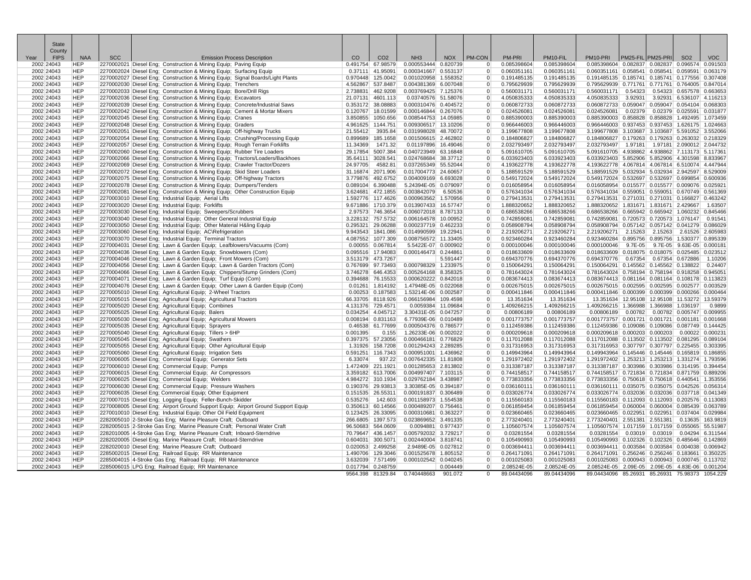| Year | State County FIPS | NAA | SCC | Emission Process Description | CO | CO2 | NH3 | NOX | PM-CON | PM-PRI | PM10-FIL | PM10-PRI | PM25-FIL | PM25-PRI | SO2 | VOC |
|---|---|---|---|---|---|---|---|---|---|---|---|---|---|---|---|---|
| 2002 | 24043 | HEP | 2270002021 | Diesel Eng; Construction & Mining Equip; Paving Equip | 0.491754 | 67.98579 | 0.000553444 | 0.820739 | 0 | 0.085398604 | 0.085398604 | 0.085398604 | 0.082837 | 0.082837 | 0.096574 | 0.091503 |
| 2002 | 24043 | HEP | 2270002024 | Diesel Eng; Construction & Mining Equip; Surfacing Equip | 0.37111 | 41.95091 | 0.000341667 | 0.553137 | 0 | 0.060351161 | 0.060351161 | 0.060351161 | 0.058541 | 0.058541 | 0.059591 | 0.063179 |
| 2002 | 24043 | HEP | 2270002027 | Diesel Eng; Construction & Mining Equip; Signal Boards/Light Plants | 0.970448 | 125.0042 | 0.001020958 | 1.558352 | 0 | 0.191485135 | 0.191485135 | 0.191485135 | 0.185741 | 0.185741 | 0.177556 | 0.307408 |
| 2002 | 24043 | HEP | 2270002030 | Diesel Eng; Construction & Mining Equip; Trenchers | 4.562867 | 537.8487 | 0.004381369 | 6.007048 | 0 | 0.795629939 | 0.795629939 | 0.795629939 | 0.771761 | 0.771761 | 0.764005 | 0.847014 |
| 2002 | 24043 | HEP | 2270002033 | Diesel Eng; Construction & Mining Equip; Bore/Drill Rigs | 2.738831 | 462.9208 | 0.003769425 | 7.125376 | 0 | 0.560031171 | 0.560031171 | 0.560031171 | 0.54323 | 0.54323 | 0.657578 | 0.663653 |
| 2002 | 24043 | HEP | 2270002036 | Diesel Eng; Construction & Mining Equip; Excavators | 21.07131 | 4601.113 | 0.03740576 | 51.58076 | 0 | 4.050835333 | 4.050835333 | 4.050835333 | 3.92931 | 3.92931 | 6.536107 | 4.116213 |
| 2002 | 24043 | HEP | 2270002039 | Diesel Eng; Construction & Mining Equip; Concrete/Industrial Saws | 0.353172 | 38.08883 | 0.000310476 | 0.404572 | 0 | 0.060872733 | 0.060872733 | 0.060872733 | 0.059047 | 0.059047 | 0.054104 | 0.068303 |
| 2002 | 24043 | HEP | 2270002042 | Diesel Eng; Construction & Mining Equip; Cement & Mortar Mixers | 0.120767 | 18.01599 | 0.000146844 | 0.267076 | 0 | 0.024526081 | 0.024526081 | 0.024526081 | 0.02379 | 0.02379 | 0.025591 | 0.031877 |
| 2002 | 24043 | HEP | 2270002045 | Diesel Eng; Construction & Mining Equip; Cranes | 3.850855 | 1050.656 | 0.008544753 | 14.05985 | 0 | 0.885390003 | 0.885390003 | 0.885390003 | 0.858828 | 0.858828 | 1.492495 | 1.073459 |
| 2002 | 24043 | HEP | 2270002048 | Diesel Eng; Construction & Mining Equip; Graders | 4.961625 | 1144.751 | 0.009306517 | 13.10206 | 0 | 0.966446003 | 0.966446003 | 0.966446003 | 0.937453 | 0.937453 | 1.626175 | 1.024663 |
| 2002 | 24043 | HEP | 2270002051 | Diesel Eng; Construction & Mining Equip; Off-highway Trucks | 21.55412 | 3935.84 | 0.031998028 | 48.70072 | 0 | 3.199677808 | 3.199677808 | 3.199677808 | 3.103687 | 3.103687 | 5.591052 | 3.552066 |
| 2002 | 24043 | HEP | 2270002054 | Diesel Eng; Construction & Mining Equip; Crushing/Processing Equip | 0.899689 | 185.1658 | 0.001506615 | 2.462802 | 0 | 0.184806827 | 0.184806827 | 0.184806827 | 0.179263 | 0.179263 | 0.263032 | 0.218329 |
| 2002 | 24043 | HEP | 2270002057 | Diesel Eng; Construction & Mining Equip; Rough Terrain Forklifts | 11.34369 | 1471.32 | 0.01197896 | 16.49046 | 0 | 2.032793497 | 2.032793497 | 2.032793497 | 1.97181 | 1.97181 | 2.090012 | 2.044732 |
| 2002 | 24043 | HEP | 2270002060 | Diesel Eng; Construction & Mining Equip; Rubber Tire Loaders | 29.17854 | 5007.384 | 0.040723949 | 63.16848 | 0 | 5.091610705 | 5.091610705 | 5.091610705 | 4.938862 | 4.938862 | 7.113173 | 5.117361 |
| 2002 | 24043 | HEP | 2270002066 | Diesel Eng; Construction & Mining Equip; Tractors/Loaders/Backhoes | 35.64111 | 3028.541 | 0.024768684 | 38.37712 | 0 | 6.033923403 | 6.033923403 | 6.033923403 | 5.852906 | 5.852906 | 4.301598 | 8.833967 |
| 2002 | 24043 | HEP | 2270002069 | Diesel Eng; Construction & Mining Equip; Crawler Tractor/Dozers | 24.97705 | 4582.81 | 0.037265349 | 55.52044 | 0 | 4.193622778 | 4.193622778 | 4.193622778 | 4.067814 | 4.067814 | 6.510074 | 4.447944 |
| 2002 | 24043 | HEP | 2270002072 | Diesel Eng; Construction & Mining Equip; Skid Steer Loaders | 31.16874 | 2071.906 | 0.017004773 | 24.60657 | 0 | 5.188591529 | 5.188591529 | 5.188591529 | 5.032934 | 5.032934 | 2.942597 | 8.529009 |
| 2002 | 24043 | HEP | 2270002075 | Diesel Eng; Construction & Mining Equip; Off-highway Tractors | 3.779876 | 492.6752 | 0.004009169 | 6.693028 | 0 | 0.549172024 | 0.549172024 | 0.549172024 | 0.532697 | 0.532697 | 0.699854 | 0.600936 |
| 2002 | 24043 | HEP | 2270002078 | Diesel Eng; Construction & Mining Equip; Dumpers/Tenders | 0.089104 | 6.390488 | 5.24394E-05 | 0.079097 | 0 | 0.016058954 | 0.016058954 | 0.016058954 | 0.015577 | 0.015577 | 0.009076 | 0.025921 |
| 2002 | 24043 | HEP | 2270002081 | Diesel Eng; Construction & Mining Equip; Other Construction Equip | 3.624681 | 472.1855 | 0.003842079 | 6.50536 | 0 | 0.576341034 | 0.576341034 | 0.576341034 | 0.559051 | 0.559051 | 0.670749 | 0.561369 |
| 2002 | 24043 | HEP | 2270003010 | Diesel Eng; Industrial Equip; Aerial Lifts | 1.592776 | 117.4626 | 0.000963562 | 1.570956 | 0 | 0.279413531 | 0.279413531 | 0.279413531 | 0.271031 | 0.271031 | 0.166827 | 0.463242 |
| 2002 | 24043 | HEP | 2270003020 | Diesel Eng; Industrial Equip; Forklifts | 9.671886 | 1710.379 | 0.013907433 | 16.57747 | 0 | 1.888320652 | 1.888320652 | 1.888320652 | 1.831671 | 1.831671 | 2.429667 | 1.63507 |
| 2002 | 24043 | HEP | 2270003030 | Diesel Eng; Industrial Equip; Sweepers/Scrubbers | 2.97573 | 746.3654 | 0.006072018 | 8.787133 | 0 | 0.686538266 | 0.686538266 | 0.686538266 | 0.665942 | 0.665942 | 1.060232 | 0.845466 |
| 2002 | 24043 | HEP | 2270003040 | Diesel Eng; Industrial Equip; Other General Industrial Equip | 3.228132 | 757.5732 | 0.006164578 | 10.00952 | 0 | 0.742859081 | 0.742859081 | 0.742859081 | 0.720573 | 0.720573 | 1.076147 | 0.91541 |
| 2002 | 24043 | HEP | 2270003050 | Diesel Eng; Industrial Equip; Other Material H&ling Equip | 0.295321 | 29.06288 | 0.000237719 | 0.462233 | 0 | 0.058908794 | 0.058908794 | 0.058908794 | 0.057142 | 0.057142 | 0.041279 | 0.086029 |
| 2002 | 24043 | HEP | 2270003060 | Diesel Eng; Industrial Equip; AC\Refrigeration | 9.943543 | 1841.086 | 0.014990599 | 19.22941 | 0 | 2.219206271 | 2.219206271 | 2.219206271 | 2.15263 | 2.15263 | 2.61526 | 2.605983 |
| 2002 | 24043 | HEP | 2270003070 | Diesel Eng; Industrial Equip; Terminal Tractors | 4.087552 | 1077.309 | 0.008756572 | 11.33405 | 0 | 0.923460284 | 0.923460284 | 0.923460284 | 0.895756 | 0.895756 | 1.530377 | 0.895339 |
| 2002 | 24043 | HEP | 2270004031 | Diesel Eng; Lawn & Garden Equip; Leafblowers/Vacuums (Com) | 0.00055 | 0.067814 | 5.5422E-07 | 0.000902 | 0 | 0.000100046 | 0.000100046 | 0.000100046 | 9.7E-05 | 9.7E-05 | 9.63E-05 | 0.000181 |
| 2002 | 24043 | HEP | 2270004036 | Diesel Eng; Lawn & Garden Equip; Snowblowers (Com) | 0.095516 | 17.94083 | 0.000146473 | 0.244861 | 0 | 0.018633609 | 0.018633609 | 0.018633609 | 0.018075 | 0.018075 | 0.025485 | 0.023512 |
| 2002 | 24043 | HEP | 2270004046 | Diesel Eng; Lawn & Garden Equip; Front Mowers (Com) | 3.513179 | 473.7267 | | 5.591447 | 0 | 0.694370776 | 0.694370776 | 0.694370776 | 0.67354 | 0.67354 | 0.672886 | 1.10206 |
| 2002 | 24043 | HEP | 2270004056 | Diesel Eng; Lawn & Garden Equip; Lawn & Garden Tractors (Com) | 0.767699 | 97.73493 | 0.000798329 | 1.233975 | 0 | 0.150064291 | 0.150064291 | 0.150064291 | 0.145562 | 0.145562 | 0.138822 | 0.24407 |
| 2002 | 24043 | HEP | 2270004066 | Diesel Eng; Lawn & Garden Equip; Chippers/Stump Grinders (Com) | 3.746278 | 646.4353 | 0.005264168 | 8.358325 | 0 | 0.781643024 | 0.781643024 | 0.781643024 | 0.758194 | 0.758194 | 0.918258 | 0.945051 |
| 2002 | 24043 | HEP | 2270004071 | Diesel Eng; Lawn & Garden Equip; Turf Equip (Com) | 0.394688 | 76.15533 | 0.000620222 | 0.842018 | 0 | 0.083674413 | 0.083674413 | 0.083674413 | 0.081164 | 0.081164 | 0.108178 | 0.113823 |
| 2002 | 24043 | HEP | 2270004076 | Diesel Eng; Lawn & Garden Equip; Other Lawn & Garden Equip (Com) | 0.01261 | 1.814192 | 1.47948E-05 | 0.022068 | 0 | 0.002675015 | 0.002675015 | 0.002675015 | 0.002595 | 0.002595 | 0.002577 | 0.003529 |
| 2002 | 24043 | HEP | 2270005010 | Diesel Eng; Agricultural Equip; 2-Wheel Tractors | 0.00253 | 0.187583 | 1.53214E-06 | 0.002587 | 0 | 0.000411846 | 0.000411846 | 0.000411846 | 0.000399 | 0.000399 | 0.000266 | 0.000464 |
| 2002 | 24043 | HEP | 2270005015 | Diesel Eng; Agricultural Equip; Agricultural Tractors | 66.33705 | 8118.926 | 0.066156984 | 109.4598 | 0 | 13.351634 | 13.351634 | 13.351634 | 12.95108 | 12.95108 | 11.53272 | 13.59379 |
| 2002 | 24043 | HEP | 2270005020 | Diesel Eng; Agricultural Equip; Combines | 4.131376 | 729.4571 | 0.0059384 | 11.09684 | 0 | 1.409266215 | 1.409266215 | 1.409266215 | 1.366988 | 1.366988 | 1.036197 | 0.9899 |
| 2002 | 24043 | HEP | 2270005025 | Diesel Eng; Agricultural Equip; Balers | 0.034254 | 4.045712 | 3.30431E-05 | 0.047257 | 0 | 0.00806189 | 0.00806189 | 0.00806189 | 0.00782 | 0.00782 | 0.005747 | 0.009955 |
| 2002 | 24043 | HEP | 2270005030 | Diesel Eng; Agricultural Equip; Agricultural Mowers | 0.008194 | 0.831163 | 6.77939E-06 | 0.010489 | 0 | 0.001773757 | 0.001773757 | 0.001773757 | 0.001721 | 0.001721 | 0.001181 | 0.001668 |
| 2002 | 24043 | HEP | 2270005035 | Diesel Eng; Agricultural Equip; Sprayers | 0.46538 | 61.77699 | 0.000504376 | 0.786577 | 0 | 0.112459386 | 0.112459386 | 0.112459386 | 0.109086 | 0.109086 | 0.087749 | 0.144425 |
| 2002 | 24043 | HEP | 2270005040 | Diesel Eng; Agricultural Equip; Tillers > 6HP | 0.001395 | 0.155 | 1.26233E-06 | 0.002022 | 0 | 0.000209618 | 0.000209618 | 0.000209618 | 0.000203 | 0.000203 | 0.00022 | 0.000231 |
| 2002 | 24043 | HEP | 2270005045 | Diesel Eng; Agricultural Equip; Swathers | 0.397375 | 57.23056 | 0.000466181 | 0.776829 | 0 | 0.117012088 | 0.117012088 | 0.117012088 | 0.113502 | 0.113502 | 0.081295 | 0.089104 |
| 2002 | 24043 | HEP | 2270005055 | Diesel Eng; Agricultural Equip; Other Agricultural Equip | 1.31926 | 158.7208 | 0.001294243 | 2.289285 | 0 | 0.317316953 | 0.317316953 | 0.317316953 | 0.307797 | 0.307797 | 0.225455 | 0.303395 |
| 2002 | 24043 | HEP | 2270005060 | Diesel Eng; Agricultural Equip; Irrigation Sets | 0.591251 | 116.7343 | 0.000951001 | 1.436962 | 0 | 0.149943964 | 0.149943964 | 0.149943964 | 0.145446 | 0.145446 | 0.165819 | 0.186855 |
| 2002 | 24043 | HEP | 2270006005 | Diesel Eng; Commercial Equip; Generator Sets | 6.33074 | 937.22 | 0.007642335 | 11.81808 | 0 | 1.291972402 | 1.291972402 | 1.291972402 | 1.253213 | 1.253213 | 1.331274 | 1.793596 |
| 2002 | 24043 | HEP | 2270006010 | Diesel Eng; Commercial Equip; Pumps | 1.472409 | 221.1921 | 0.001285653 | 2.813802 | 0 | 0.313387187 | 0.313387187 | 0.313387187 | 0.303986 | 0.303986 | 0.314195 | 0.394454 |
| 2002 | 24043 | HEP | 2270006015 | Diesel Eng; Commercial Equip; Air Compressors | 3.359182 | 613.7006 | 0.004997407 | 7.103115 | 0 | 0.744158517 | 0.744158517 | 0.744158517 | 0.721834 | 0.721834 | 0.871759 | 0.889206 |
| 2002 | 24043 | HEP | 2270006025 | Diesel Eng; Commercial Equip; Welders | 4.984272 | 310.1934 | 0.029762184 | 3.438987 | 0 | 0.773833356 | 0.773833356 | 0.773833356 | 0.750618 | 0.750618 | 0.440541 | 1.353556 |
| 2002 | 24043 | HEP | 2270006030 | Diesel Eng; Commercial Equip; Pressure Washers | 0.190376 | 29.93813 | 3.30385E-05 | 0.394187 | 0 | 0.036160111 | 0.036160111 | 0.036160111 | 0.035075 | 0.035075 | 0.042526 | 0.056314 |
| 2002 | 24043 | HEP | 2270006035 | Diesel Eng; Commercial Equip; Other Equipment | 0.151535 | 26.55311 | 0.000191837 | 0.306489 | 0 | 0.033026774 | 0.033026774 | 0.033026774 | 0.032036 | 0.032036 | 0.037718 | 0.041349 |
| 2002 | 24043 | HEP | 2270007015 | Diesel Eng; Logging Equip; Feller-Bunch-Skidder | 0.535276 | 142.603 | 0.001158973 | 1.554538 | 0 | 0.115560183 | 0.115560183 | 0.115560183 | 0.112093 | 0.112093 | 0.202576 | 0.113083 |
| 2002 | 24043 | HEP | 2270008005 | Diesel Eng; Airport Ground Support Equip; Airport Ground Support Equip | 0.350613 | 60.14566 | 0.000489207 | 0.756461 | 0 | 0.061859454 | 0.061859454 | 0.061859454 | 0.060004 | 0.060004 | 0.085439 | 0.063789 |
| 2002 | 24043 | HEP | 2270010010 | Diesel Eng; Industrial Equip; Other Oil Field Equipment | 0.123425 | 26.33095 | 0.000310681 | 0.363227 | 0 | 0.023660465 | 0.023660465 | 0.023660465 | 0.022951 | 0.022951 | 0.037404 | 0.029984 |
| 2002 | 24043 | HEP | 2282005010 | 2-Stroke Gas Eng; Marine Pleasure Craft; Outboard | 266.6805 | 1397.573 | 0.023869652 | 3.491335 | 0 | 2.773240401 | 2.773240401 | 2.773240401 | 2.551381 | 2.551381 | 0.13635 | 163.9819 |
| 2002 | 24043 | HEP | 2282005015 | 2-Stroke Gas Eng; Marine Pleasure Craft; Personal Water Craft | 96.50683 | 564.0609 | 0.0094881 | 0.977437 | 0 | 1.105607574 | 1.105607574 | 1.105607574 | 1.017159 | 1.017159 | 0.055065 | 55.51987 |
| 2002 | 24043 | HEP | 2282010005 | 4-Stroke Gas Eng; Marine Pleasure Craft; Inboard-Sterndrive | 70.79647 | 436.1457 | 0.005792032 | 3.729217 | 0 | 0.03281554 | 0.03281554 | 0.03281554 | 0.03019 | 0.03019 | 0.04294 | 6.311544 |
| 2002 | 24043 | HEP | 2282020005 | Diesel Eng; Marine Pleasure Craft; Inboard-Sterndrive | 0.604031 | 300.5071 | 0.002440004 | 3.818741 | 0 | 0.105490993 | 0.105490993 | 0.105490993 | 0.102326 | 0.102326 | 0.485646 | 0.142869 |
| 2002 | 24043 | HEP | 2282020010 | Diesel Eng; Marine Pleasure Craft; Outboard | 0.020053 | 2.499258 | 2.9489E-05 | 0.027812 | 0 | 0.003694411 | 0.003694411 | 0.003694411 | 0.003584 | 0.003584 | 0.004038 | 0.006942 |
| 2002 | 24043 | HEP | 2285002015 | Diesel Eng; Railroad Equip; RR Maintenance | 1.490706 | 129.3046 | 0.001525678 | 1.805152 | 0 | 0.264171091 | 0.264171091 | 0.264171091 | 0.256246 | 0.256246 | 0.183661 | 0.350225 |
| 2002 | 24043 | HEP | 2285004015 | 4-Stroke Gas Eng; Railroad Equip; RR Maintenance | 3.632039 | 7.571499 | 0.000102542 | 0.040245 | 0 | 0.001025083 | 0.001025083 | 0.001025083 | 0.000943 | 0.000943 | 0.000745 | 0.113702 |
| 2002 | 24043 | HEP | 2285006015 | LPG Eng; Railroad Equip; RR Maintenance | 0.017794 | 0.248759 | | 0.004449 | 0 | 2.08524E-05 | 2.08524E-05 | 2.08524E-05 | 2.09E-05 | 2.09E-05 | 4.83E-06 | 0.001204 |
| | | | | | 9564.398 | 81329.84 | 0.740448663 | 901.072 | 0 | 89.04434096 | 89.04434096 | 89.04434096 | 85.26931 | 85.26931 | 75.98373 | 1054.229 |